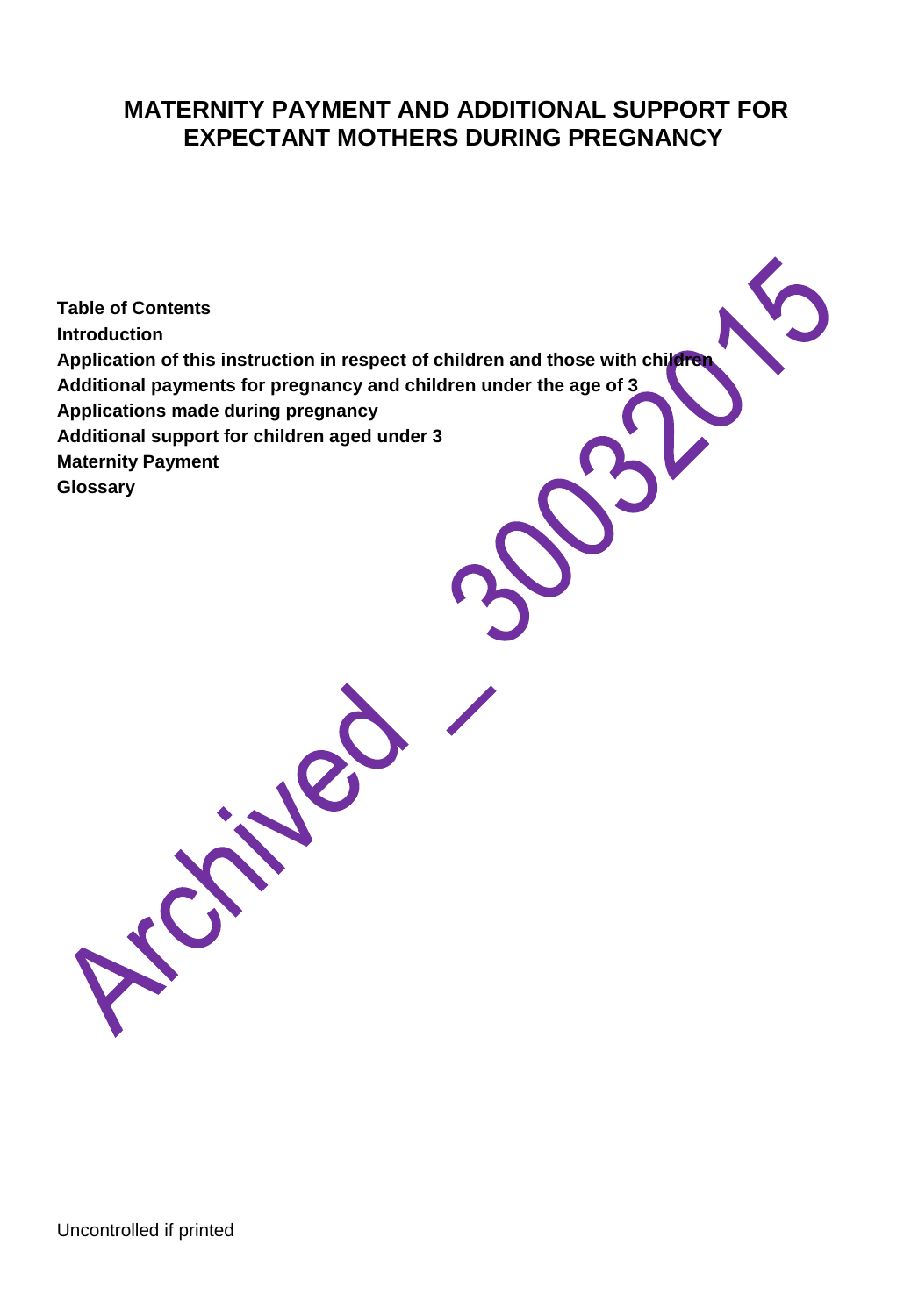# MATERNITY PAYMENT AND ADDITIONAL SUPPORT FOR EXPECTANT MOTHERS DURING PREGNANCY

**Table of Contents**

**Introduction**

**Application of this instruction in respect of children and those with children**

**Additional payments for pregnancy and children under the age of 3**

**Applications made during pregnancy**

**Additional support for children aged under 3**

**Maternity Payment**

**Glossary**

Archived – 30032015

Uncontrolled if printed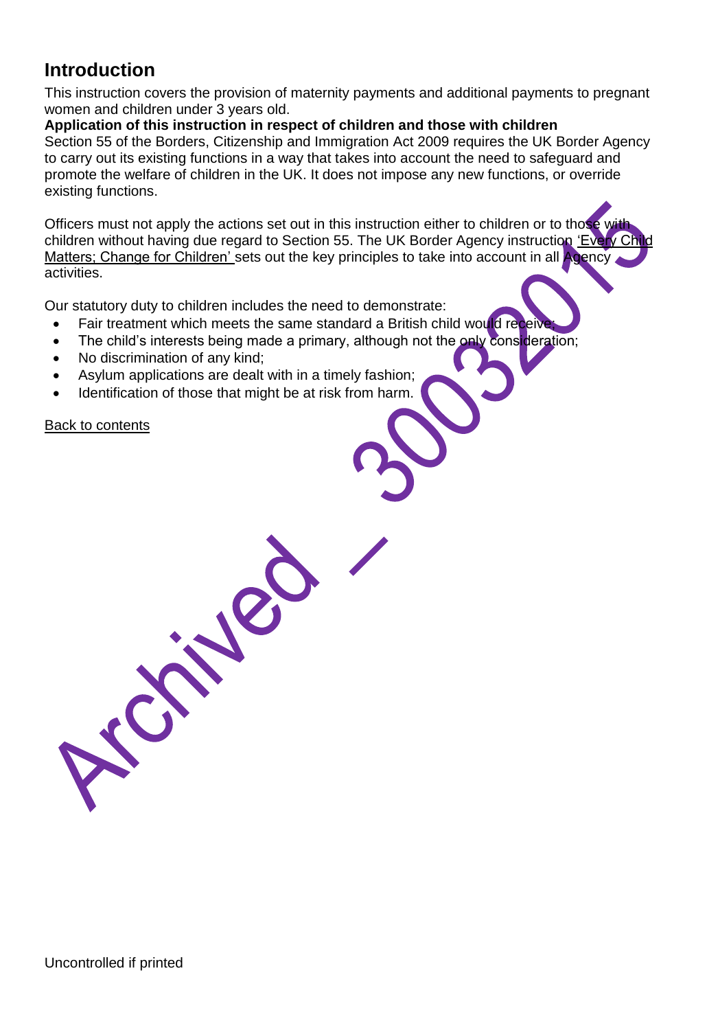## Introduction

This instruction covers the provision of maternity payments and additional payments to pregnant women and children under 3 years old.

**Application of this instruction in respect of children and those with children**

Section 55 of the Borders, Citizenship and Immigration Act 2009 requires the UK Border Agency to carry out its existing functions in a way that takes into account the need to safeguard and promote the welfare of children in the UK. It does not impose any new functions, or override existing functions.

Officers must not apply the actions set out in this instruction either to children or to those with children without having due regard to Section 55. The UK Border Agency instruction 'Every Child Matters; Change for Children' sets out the key principles to take into account in all Agency activities.

Our statutory duty to children includes the need to demonstrate:

- Fair treatment which meets the same standard a British child would receive;
- The child's interests being made a primary, although not the only consideration;
- No discrimination of any kind;
- Asylum applications are dealt with in a timely fashion;
- Identification of those that might be at risk from harm.

Back to contents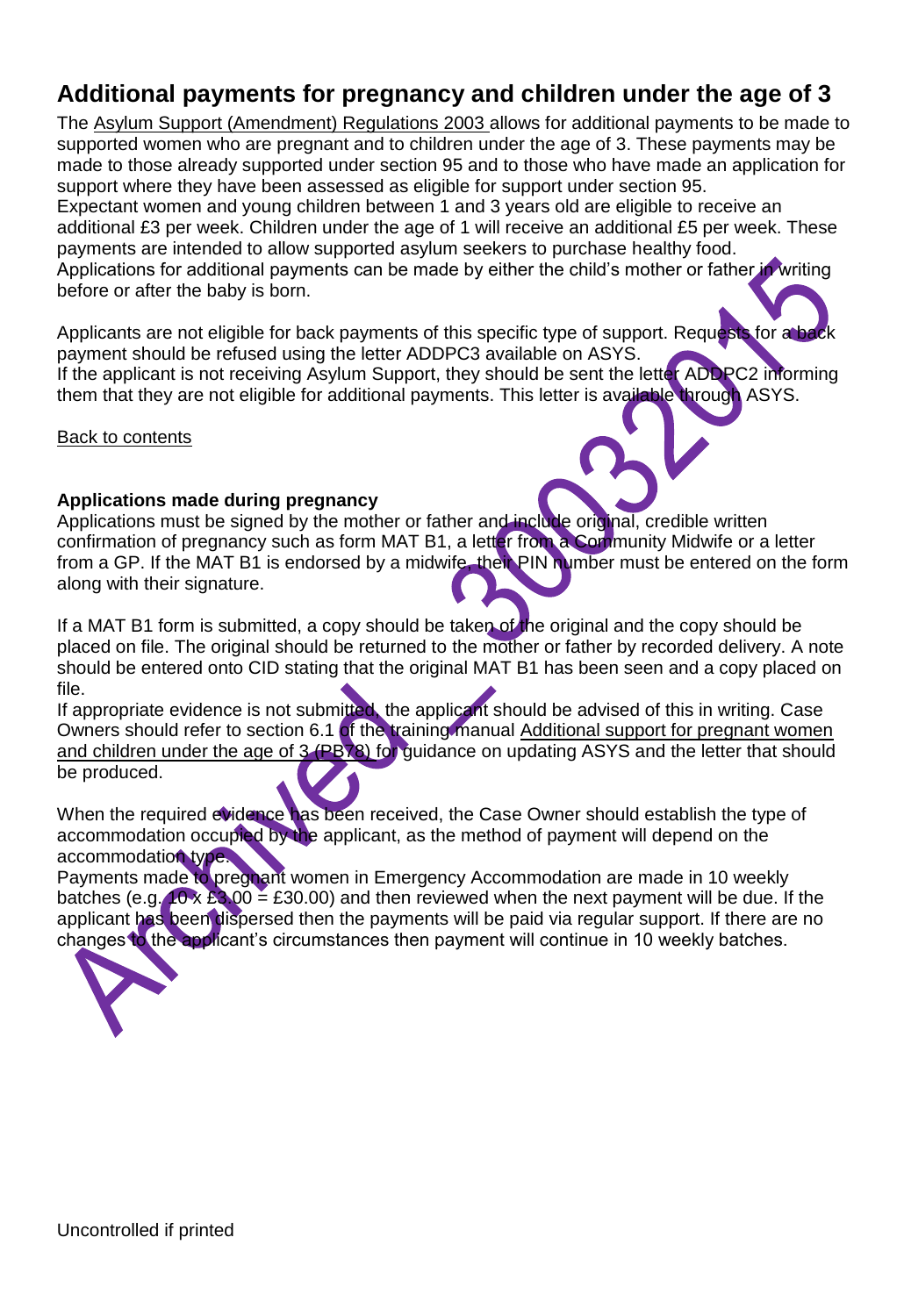## Additional payments for pregnancy and children under the age of 3

The Asylum Support (Amendment) Regulations 2003 allows for additional payments to be made to supported women who are pregnant and to children under the age of 3. These payments may be made to those already supported under section 95 and to those who have made an application for support where they have been assessed as eligible for support under section 95.
Expectant women and young children between 1 and 3 years old are eligible to receive an additional £3 per week. Children under the age of 1 will receive an additional £5 per week. These payments are intended to allow supported asylum seekers to purchase healthy food.
Applications for additional payments can be made by either the child's mother or father in writing before or after the baby is born.

Applicants are not eligible for back payments of this specific type of support. Requests for a back payment should be refused using the letter ADDPC3 available on ASYS.
If the applicant is not receiving Asylum Support, they should be sent the letter ADDPC2 informing them that they are not eligible for additional payments. This letter is available through ASYS.

Back to contents

### Applications made during pregnancy

Applications must be signed by the mother or father and include original, credible written confirmation of pregnancy such as form MAT B1, a letter from a Community Midwife or a letter from a GP. If the MAT B1 is endorsed by a midwife, their PIN number must be entered on the form along with their signature.

If a MAT B1 form is submitted, a copy should be taken of the original and the copy should be placed on file. The original should be returned to the mother or father by recorded delivery. A note should be entered onto CID stating that the original MAT B1 has been seen and a copy placed on file.
If appropriate evidence is not submitted, the applicant should be advised of this in writing. Case Owners should refer to section 6.1 of the training manual Additional support for pregnant women and children under the age of 3 (PB78) for guidance on updating ASYS and the letter that should be produced.

When the required evidence has been received, the Case Owner should establish the type of accommodation occupied by the applicant, as the method of payment will depend on the accommodation type.
Payments made to pregnant women in Emergency Accommodation are made in 10 weekly batches (e.g. 10 x £3.00 = £30.00) and then reviewed when the next payment will be due. If the applicant has been dispersed then the payments will be paid via regular support. If there are no changes to the applicant's circumstances then payment will continue in 10 weekly batches.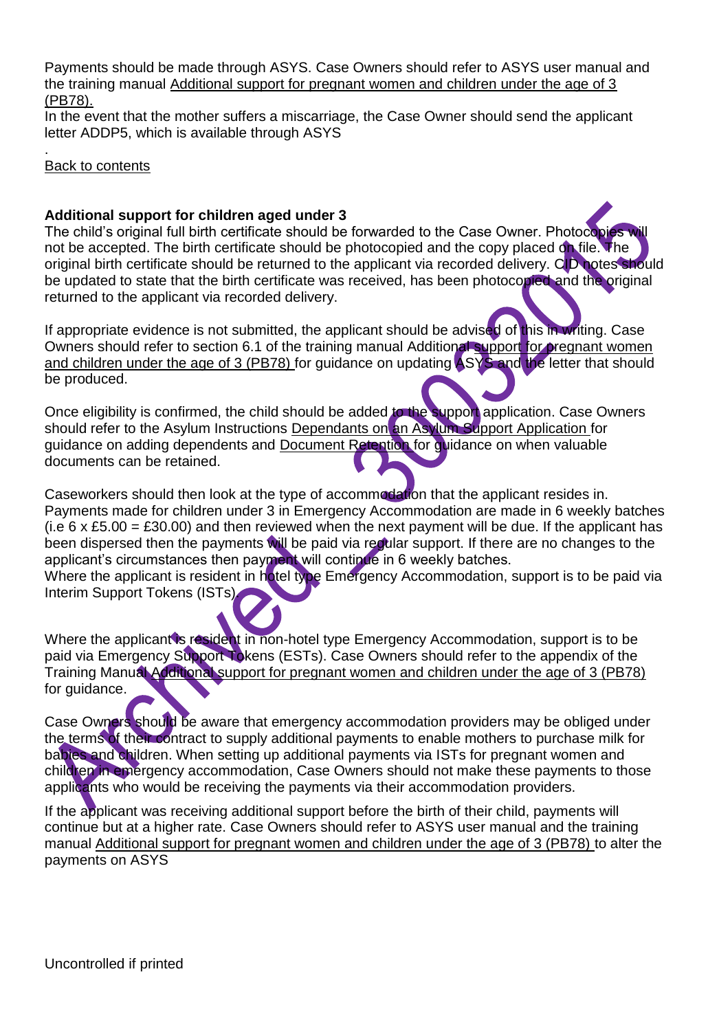Payments should be made through ASYS. Case Owners should refer to ASYS user manual and the training manual Additional support for pregnant women and children under the age of 3 (PB78).

In the event that the mother suffers a miscarriage, the Case Owner should send the applicant letter ADDP5, which is available through ASYS

.

Back to contents

**Additional support for children aged under 3**

The child's original full birth certificate should be forwarded to the Case Owner. Photocopies will not be accepted. The birth certificate should be photocopied and the copy placed on file. The original birth certificate should be returned to the applicant via recorded delivery. CID notes should be updated to state that the birth certificate was received, has been photocopied and the original returned to the applicant via recorded delivery.

If appropriate evidence is not submitted, the applicant should be advised of this in writing. Case Owners should refer to section 6.1 of the training manual Additional support for pregnant women and children under the age of 3 (PB78) for guidance on updating ASYS and the letter that should be produced.

Once eligibility is confirmed, the child should be added to the support application. Case Owners should refer to the Asylum Instructions Dependants on an Asylum Support Application for guidance on adding dependents and Document Retention for guidance on when valuable documents can be retained.

Caseworkers should then look at the type of accommodation that the applicant resides in. Payments made for children under 3 in Emergency Accommodation are made in 6 weekly batches (i.e 6 x £5.00 = £30.00) and then reviewed when the next payment will be due. If the applicant has been dispersed then the payments will be paid via regular support. If there are no changes to the applicant's circumstances then payment will continue in 6 weekly batches.

Where the applicant is resident in hotel type Emergency Accommodation, support is to be paid via Interim Support Tokens (ISTs).

Where the applicant is resident in non-hotel type Emergency Accommodation, support is to be paid via Emergency Support Tokens (ESTs). Case Owners should refer to the appendix of the Training Manual Additional support for pregnant women and children under the age of 3 (PB78) for guidance.

Case Owners should be aware that emergency accommodation providers may be obliged under the terms of their contract to supply additional payments to enable mothers to purchase milk for babies and children. When setting up additional payments via ISTs for pregnant women and children in emergency accommodation, Case Owners should not make these payments to those applicants who would be receiving the payments via their accommodation providers.

If the applicant was receiving additional support before the birth of their child, payments will continue but at a higher rate. Case Owners should refer to ASYS user manual and the training manual Additional support for pregnant women and children under the age of 3 (PB78) to alter the payments on ASYS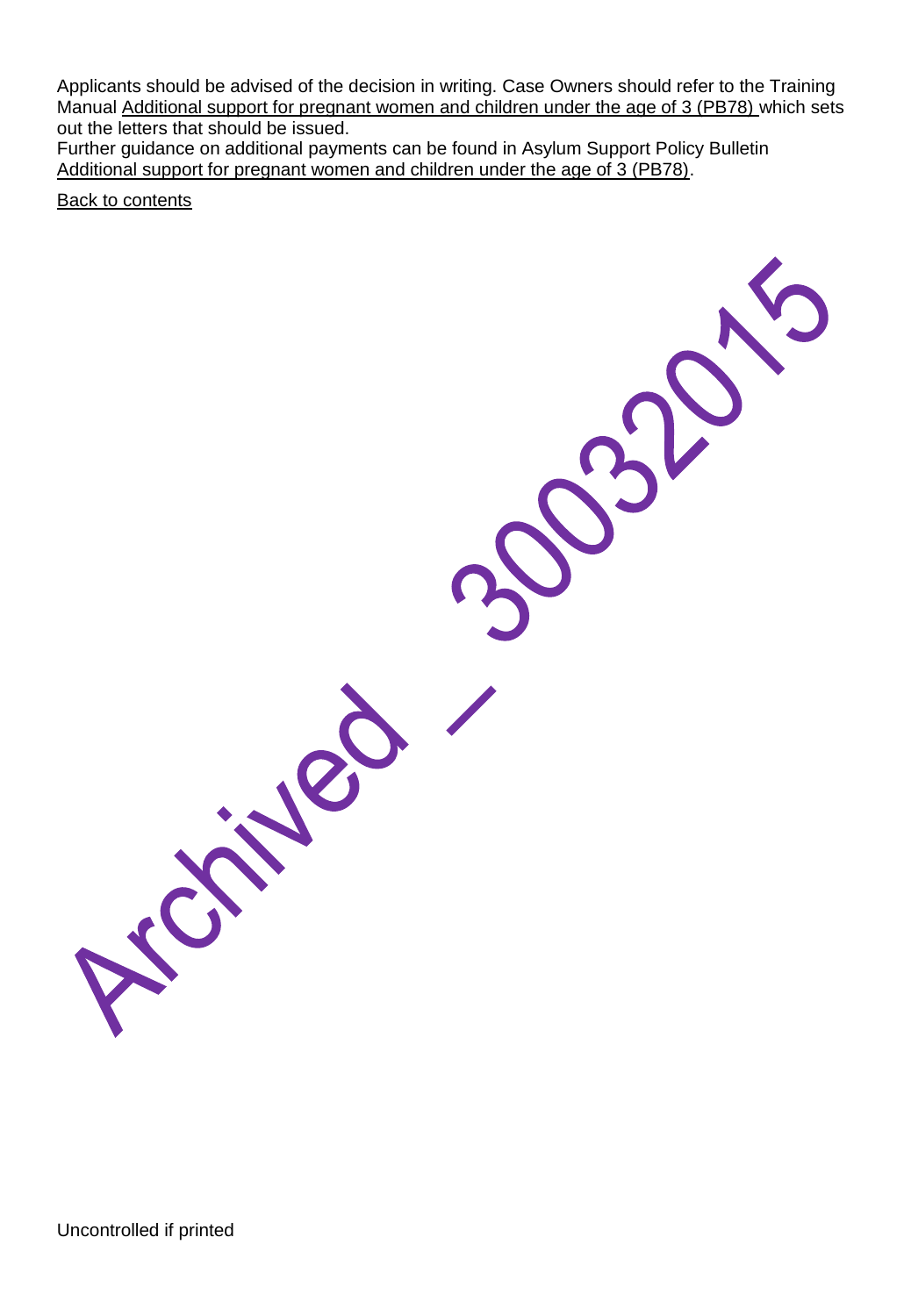Applicants should be advised of the decision in writing. Case Owners should refer to the Training Manual Additional support for pregnant women and children under the age of 3 (PB78) which sets out the letters that should be issued.

Further guidance on additional payments can be found in Asylum Support Policy Bulletin Additional support for pregnant women and children under the age of 3 (PB78).

Back to contents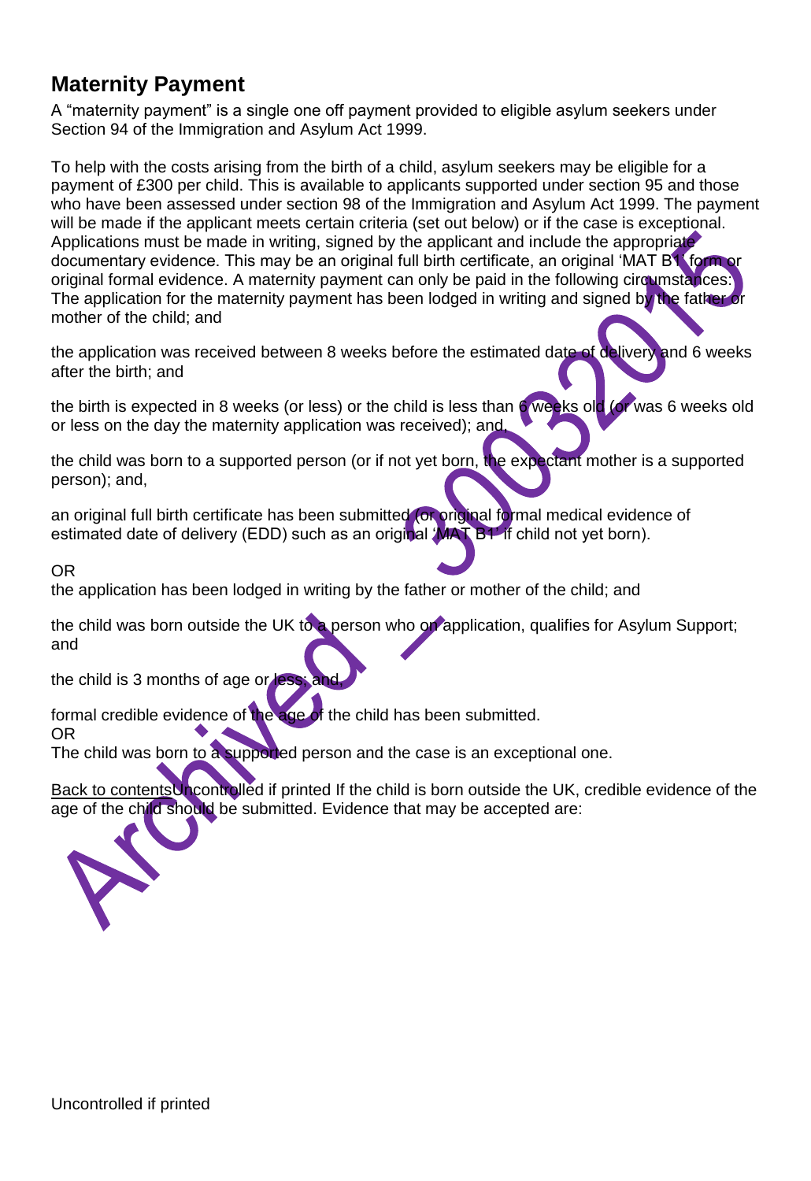## Maternity Payment

A "maternity payment" is a single one off payment provided to eligible asylum seekers under Section 94 of the Immigration and Asylum Act 1999.

To help with the costs arising from the birth of a child, asylum seekers may be eligible for a payment of £300 per child. This is available to applicants supported under section 95 and those who have been assessed under section 98 of the Immigration and Asylum Act 1999. The payment will be made if the applicant meets certain criteria (set out below) or if the case is exceptional. Applications must be made in writing, signed by the applicant and include the appropriate documentary evidence. This may be an original full birth certificate, an original 'MAT B1' form or original formal evidence. A maternity payment can only be paid in the following circumstances: The application for the maternity payment has been lodged in writing and signed by the father or mother of the child; and

the application was received between 8 weeks before the estimated date of delivery and 6 weeks after the birth; and

the birth is expected in 8 weeks (or less) or the child is less than 6 weeks old (or was 6 weeks old or less on the day the maternity application was received); and,

the child was born to a supported person (or if not yet born, the expectant mother is a supported person); and,

an original full birth certificate has been submitted (or original formal medical evidence of estimated date of delivery (EDD) such as an original 'MAT B1' if child not yet born).

OR
the application has been lodged in writing by the father or mother of the child; and

the child was born outside the UK to a person who on application, qualifies for Asylum Support; and

the child is 3 months of age or less; and,

formal credible evidence of the age of the child has been submitted.
OR
The child was born to a supported person and the case is an exceptional one.

Back to contents Uncontrolled if printed If the child is born outside the UK, credible evidence of the age of the child should be submitted. Evidence that may be accepted are: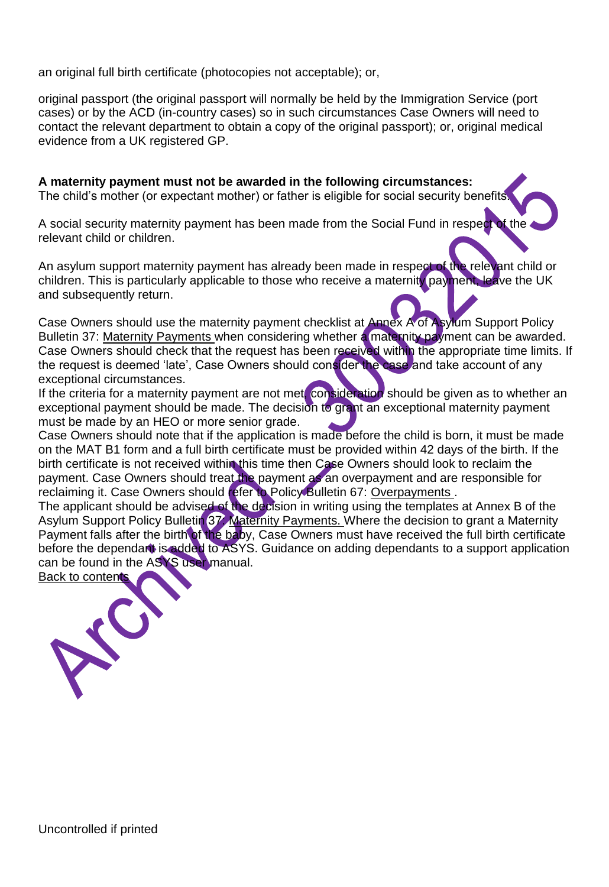an original full birth certificate (photocopies not acceptable); or,

original passport (the original passport will normally be held by the Immigration Service (port cases) or by the ACD (in-country cases) so in such circumstances Case Owners will need to contact the relevant department to obtain a copy of the original passport); or, original medical evidence from a UK registered GP.

**A maternity payment must not be awarded in the following circumstances:**
The child's mother (or expectant mother) or father is eligible for social security benefits.

A social security maternity payment has been made from the Social Fund in respect of the relevant child or children.

An asylum support maternity payment has already been made in respect of the relevant child or children. This is particularly applicable to those who receive a maternity payment, leave the UK and subsequently return.

Case Owners should use the maternity payment checklist at Annex A of Asylum Support Policy Bulletin 37: Maternity Payments when considering whether a maternity payment can be awarded. Case Owners should check that the request has been received within the appropriate time limits. If the request is deemed 'late', Case Owners should consider the case and take account of any exceptional circumstances.
If the criteria for a maternity payment are not met, consideration should be given as to whether an exceptional payment should be made. The decision to grant an exceptional maternity payment must be made by an HEO or more senior grade.
Case Owners should note that if the application is made before the child is born, it must be made on the MAT B1 form and a full birth certificate must be provided within 42 days of the birth. If the birth certificate is not received within this time then Case Owners should look to reclaim the payment. Case Owners should treat the payment as an overpayment and are responsible for reclaiming it. Case Owners should refer to Policy Bulletin 67: Overpayments .
The applicant should be advised of the decision in writing using the templates at Annex B of the Asylum Support Policy Bulletin 37: Maternity Payments. Where the decision to grant a Maternity Payment falls after the birth of the baby, Case Owners must have received the full birth certificate before the dependant is added to ASYS. Guidance on adding dependants to a support application can be found in the ASYS user manual.
Back to contents

Uncontrolled if printed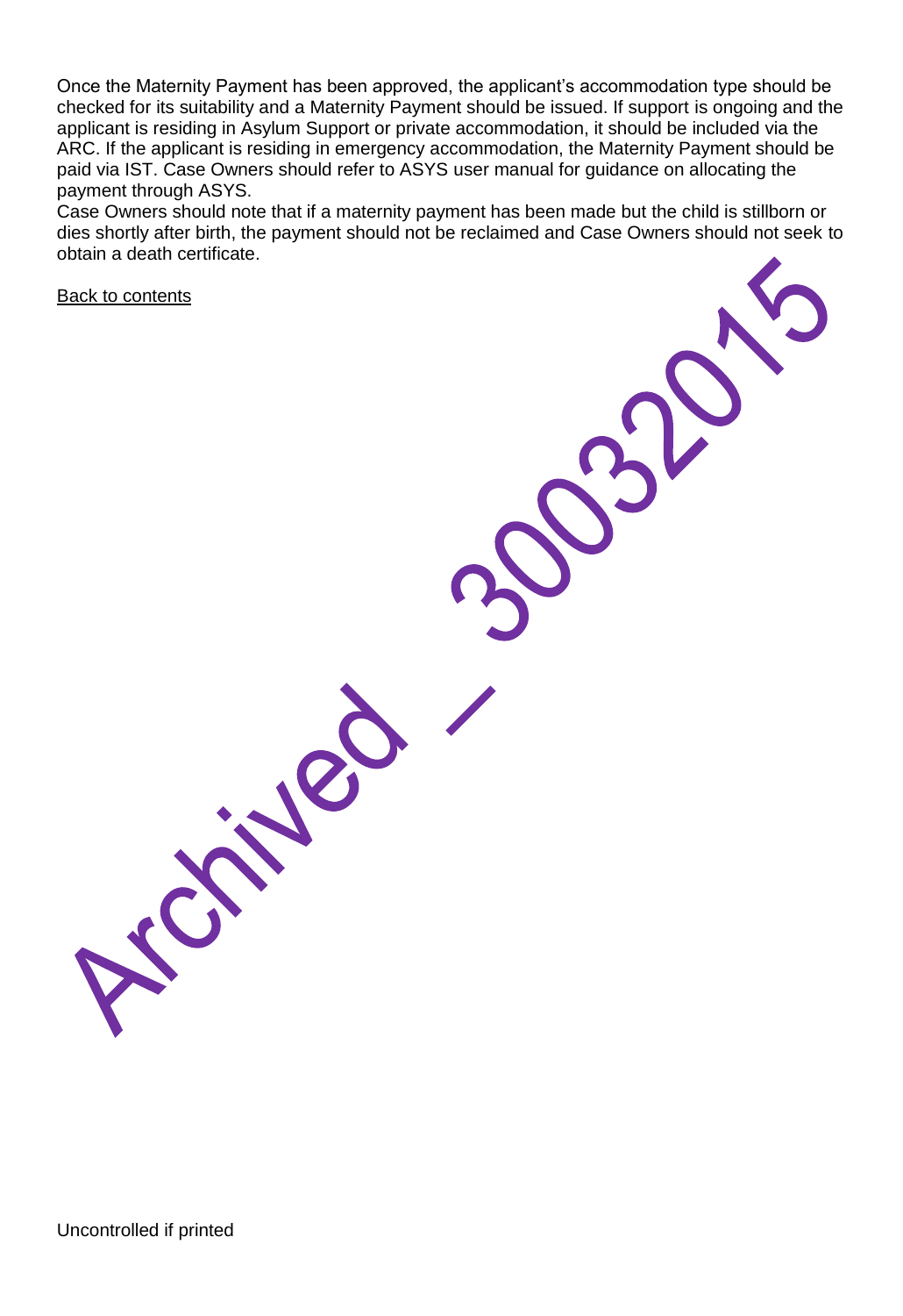Once the Maternity Payment has been approved, the applicant's accommodation type should be checked for its suitability and a Maternity Payment should be issued. If support is ongoing and the applicant is residing in Asylum Support or private accommodation, it should be included via the ARC. If the applicant is residing in emergency accommodation, the Maternity Payment should be paid via IST. Case Owners should refer to ASYS user manual for guidance on allocating the payment through ASYS.

Case Owners should note that if a maternity payment has been made but the child is stillborn or dies shortly after birth, the payment should not be reclaimed and Case Owners should not seek to obtain a death certificate.

Back to contents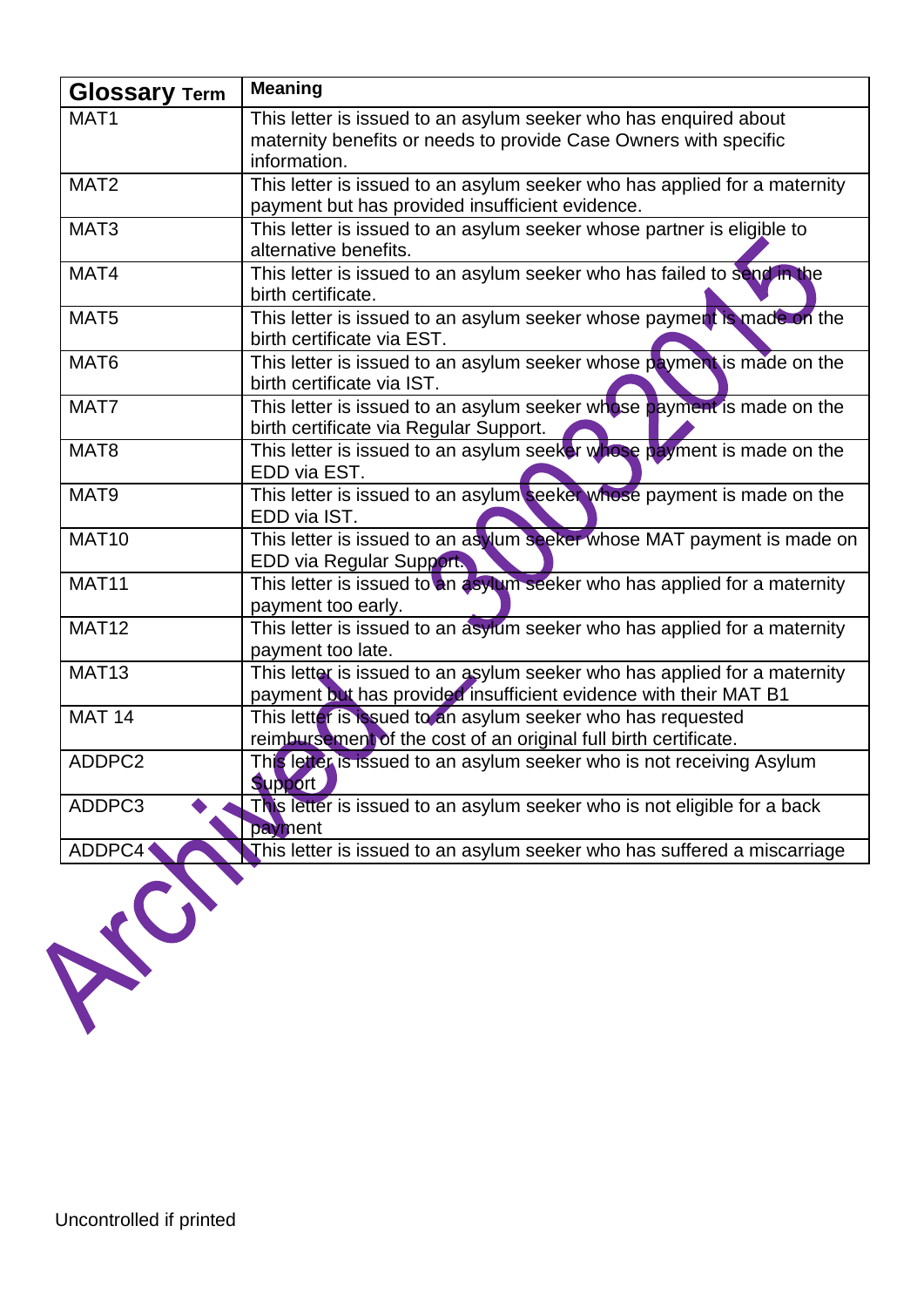| Glossary Term | Meaning |
|---|---|
| MAT1 | This letter is issued to an asylum seeker who has enquired about maternity benefits or needs to provide Case Owners with specific information. |
| MAT2 | This letter is issued to an asylum seeker who has applied for a maternity payment but has provided insufficient evidence. |
| MAT3 | This letter is issued to an asylum seeker whose partner is eligible to alternative benefits. |
| MAT4 | This letter is issued to an asylum seeker who has failed to send in the birth certificate. |
| MAT5 | This letter is issued to an asylum seeker whose payment is made on the birth certificate via EST. |
| MAT6 | This letter is issued to an asylum seeker whose payment is made on the birth certificate via IST. |
| MAT7 | This letter is issued to an asylum seeker whose payment is made on the birth certificate via Regular Support. |
| MAT8 | This letter is issued to an asylum seeker whose payment is made on the EDD via EST. |
| MAT9 | This letter is issued to an asylum seeker whose payment is made on the EDD via IST. |
| MAT10 | This letter is issued to an asylum seeker whose MAT payment is made on EDD via Regular Support. |
| MAT11 | This letter is issued to an asylum seeker who has applied for a maternity payment too early. |
| MAT12 | This letter is issued to an asylum seeker who has applied for a maternity payment too late. |
| MAT13 | This letter is issued to an asylum seeker who has applied for a maternity payment but has provided insufficient evidence with their MAT B1 |
| MAT 14 | This letter is issued to an asylum seeker who has requested reimbursement of the cost of an original full birth certificate. |
| ADDPC2 | This letter is issued to an asylum seeker who is not receiving Asylum Support |
| ADDPC3 | This letter is issued to an asylum seeker who is not eligible for a back payment |
| ADDPC4 | This letter is issued to an asylum seeker who has suffered a miscarriage |

Uncontrolled if printed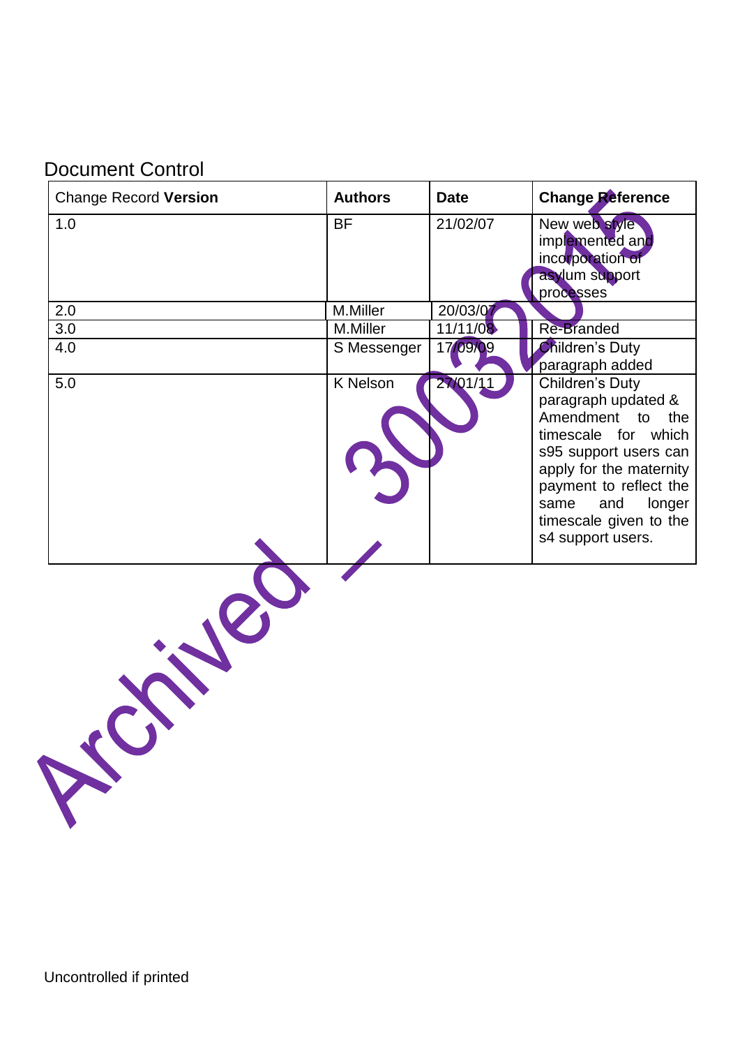## Document Control

| Change Record **Version** | **Authors** | **Date** | **Change Reference** |
|---|---|---|---|
| 1.0 | BF | 21/02/07 | New web style implemented and incorporation of asylum support processes |
| 2.0 | M.Miller | 20/03/07 | |
| 3.0 | M.Miller | 11/11/08 | Re-Branded |
| 4.0 | S Messenger | 17/09/09 | Children's Duty paragraph added |
| 5.0 | K Nelson | 27/01/11 | Children's Duty paragraph updated & Amendment to the timescale for which s95 support users can apply for the maternity payment to reflect the same and longer timescale given to the s4 support users. |

Archived – 30032015

Uncontrolled if printed